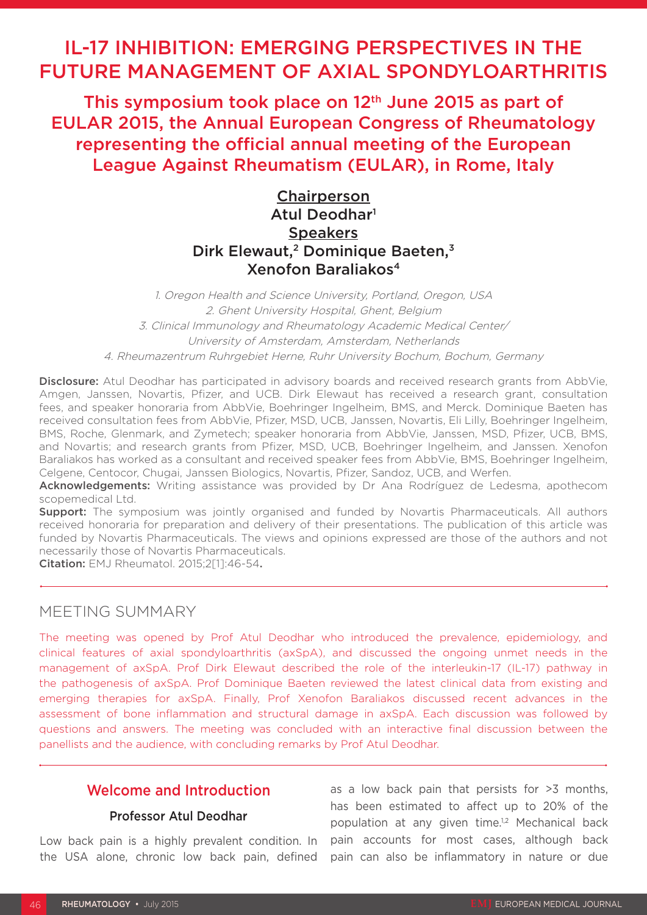# IL-17 INHIBITION: EMERGING PERSPECTIVES IN THE FUTURE MANAGEMENT OF AXIAL SPONDYLOARTHRITIS

## This symposium took place on 12th June 2015 as part of EULAR 2015, the Annual European Congress of Rheumatology representing the official annual meeting of the European League Against Rheumatism (EULAR), in Rome, Italy

**Chairperson**
Atul Deodhar[1]
**Speakers**
Dirk Elewaut,[2] Dominique Baeten,[3] Xenofon Baraliakos[4]

*1. Oregon Health and Science University, Portland, Oregon, USA*
*2. Ghent University Hospital, Ghent, Belgium*
*3. Clinical Immunology and Rheumatology Academic Medical Center/ University of Amsterdam, Amsterdam, Netherlands*
*4. Rheumazentrum Ruhrgebiet Herne, Ruhr University Bochum, Bochum, Germany*

**Disclosure:** Atul Deodhar has participated in advisory boards and received research grants from AbbVie, Amgen, Janssen, Novartis, Pfizer, and UCB. Dirk Elewaut has received a research grant, consultation fees, and speaker honoraria from AbbVie, Boehringer Ingelheim, BMS, and Merck. Dominique Baeten has received consultation fees from AbbVie, Pfizer, MSD, UCB, Janssen, Novartis, Eli Lilly, Boehringer Ingelheim, BMS, Roche, Glenmark, and Zymetech; speaker honoraria from AbbVie, Janssen, MSD, Pfizer, UCB, BMS, and Novartis; and research grants from Pfizer, MSD, UCB, Boehringer Ingelheim, and Janssen. Xenofon Baraliakos has worked as a consultant and received speaker fees from AbbVie, BMS, Boehringer Ingelheim, Celgene, Centocor, Chugai, Janssen Biologics, Novartis, Pfizer, Sandoz, UCB, and Werfen.
**Acknowledgements:** Writing assistance was provided by Dr Ana Rodríguez de Ledesma, apothecom scopemedical Ltd.
**Support:** The symposium was jointly organised and funded by Novartis Pharmaceuticals. All authors received honoraria for preparation and delivery of their presentations. The publication of this article was funded by Novartis Pharmaceuticals. The views and opinions expressed are those of the authors and not necessarily those of Novartis Pharmaceuticals.
**Citation:** EMJ Rheumatol. 2015;2[1]:46-54.

## MEETING SUMMARY

The meeting was opened by Prof Atul Deodhar who introduced the prevalence, epidemiology, and clinical features of axial spondyloarthritis (axSpA), and discussed the ongoing unmet needs in the management of axSpA. Prof Dirk Elewaut described the role of the interleukin-17 (IL-17) pathway in the pathogenesis of axSpA. Prof Dominique Baeten reviewed the latest clinical data from existing and emerging therapies for axSpA. Finally, Prof Xenofon Baraliakos discussed recent advances in the assessment of bone inflammation and structural damage in axSpA. Each discussion was followed by questions and answers. The meeting was concluded with an interactive final discussion between the panellists and the audience, with concluding remarks by Prof Atul Deodhar.

## Welcome and Introduction

### Professor Atul Deodhar

Low back pain is a highly prevalent condition. In the USA alone, chronic low back pain, defined as a low back pain that persists for >3 months, has been estimated to affect up to 20% of the population at any given time.[1,2] Mechanical back pain accounts for most cases, although back pain can also be inflammatory in nature or due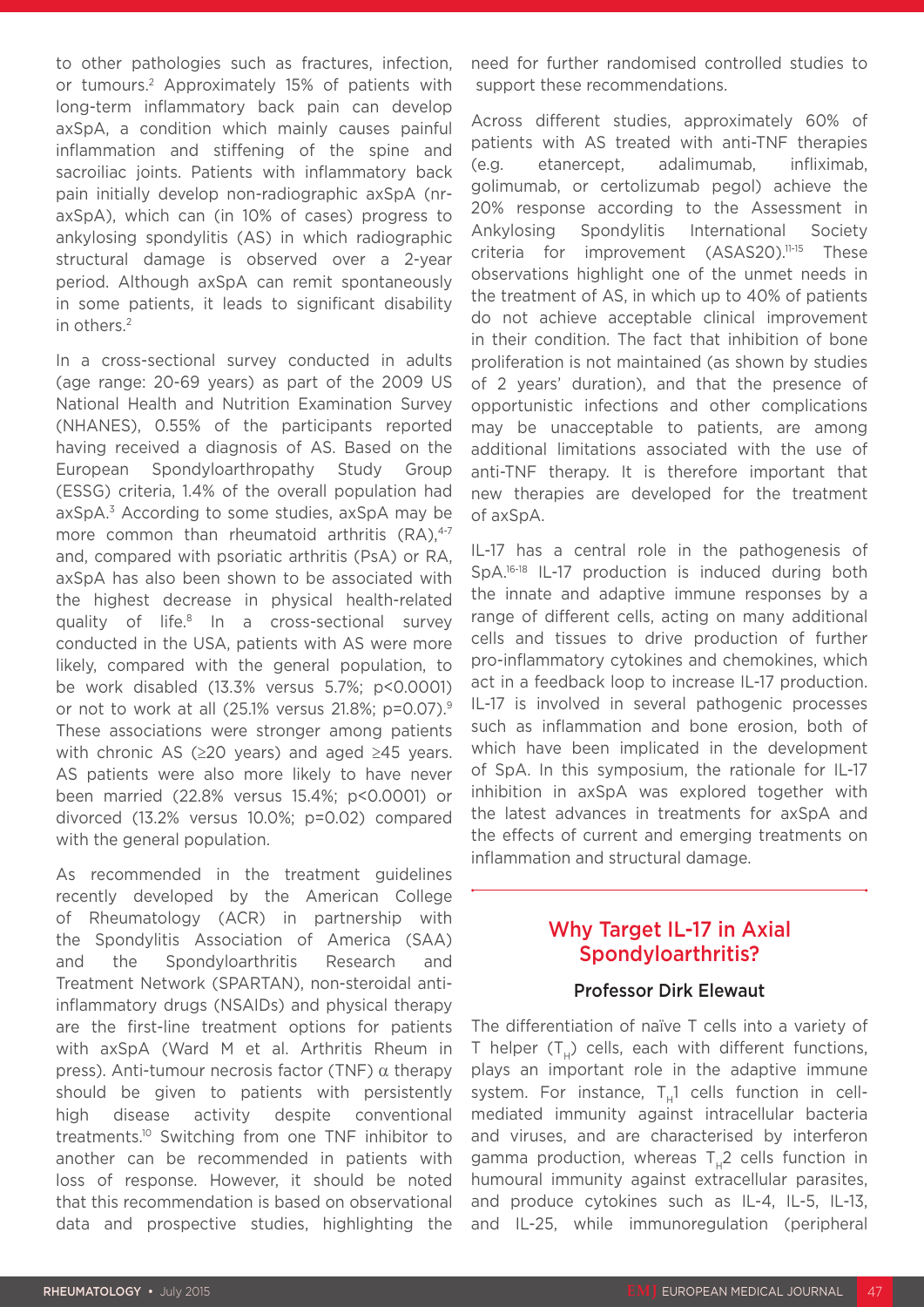to other pathologies such as fractures, infection, or tumours.[2] Approximately 15% of patients with long-term inflammatory back pain can develop axSpA, a condition which mainly causes painful inflammation and stiffening of the spine and sacroiliac joints. Patients with inflammatory back pain initially develop non-radiographic axSpA (nr-axSpA), which can (in 10% of cases) progress to ankylosing spondylitis (AS) in which radiographic structural damage is observed over a 2-year period. Although axSpA can remit spontaneously in some patients, it leads to significant disability in others.[2]

In a cross-sectional survey conducted in adults (age range: 20-69 years) as part of the 2009 US National Health and Nutrition Examination Survey (NHANES), 0.55% of the participants reported having received a diagnosis of AS. Based on the European Spondyloarthropathy Study Group (ESSG) criteria, 1.4% of the overall population had axSpA.[3] According to some studies, axSpA may be more common than rheumatoid arthritis (RA),[4-7] and, compared with psoriatic arthritis (PsA) or RA, axSpA has also been shown to be associated with the highest decrease in physical health-related quality of life.[8] In a cross-sectional survey conducted in the USA, patients with AS were more likely, compared with the general population, to be work disabled (13.3% versus 5.7%; $p<0.0001$) or not to work at all (25.1% versus 21.8%; $p=0.07$).[9] These associations were stronger among patients with chronic AS (≥20 years) and aged ≥45 years. AS patients were also more likely to have never been married (22.8% versus 15.4%; $p<0.0001$) or divorced (13.2% versus 10.0%; $p=0.02$) compared with the general population.

As recommended in the treatment guidelines recently developed by the American College of Rheumatology (ACR) in partnership with the Spondylitis Association of America (SAA) and the Spondyloarthritis Research and Treatment Network (SPARTAN), non-steroidal anti-inflammatory drugs (NSAIDs) and physical therapy are the first-line treatment options for patients with axSpA (Ward M et al. Arthritis Rheum in press). Anti-tumour necrosis factor (TNF) α therapy should be given to patients with persistently high disease activity despite conventional treatments.[10] Switching from one TNF inhibitor to another can be recommended in patients with loss of response. However, it should be noted that this recommendation is based on observational data and prospective studies, highlighting the need for further randomised controlled studies to support these recommendations.

Across different studies, approximately 60% of patients with AS treated with anti-TNF therapies (e.g. etanercept, adalimumab, infliximab, golimumab, or certolizumab pegol) achieve the 20% response according to the Assessment in Ankylosing Spondylitis International Society criteria for improvement (ASAS20).[11-15] These observations highlight one of the unmet needs in the treatment of AS, in which up to 40% of patients do not achieve acceptable clinical improvement in their condition. The fact that inhibition of bone proliferation is not maintained (as shown by studies of 2 years' duration), and that the presence of opportunistic infections and other complications may be unacceptable to patients, are among additional limitations associated with the use of anti-TNF therapy. It is therefore important that new therapies are developed for the treatment of axSpA.

IL-17 has a central role in the pathogenesis of SpA.[16-18] IL-17 production is induced during both the innate and adaptive immune responses by a range of different cells, acting on many additional cells and tissues to drive production of further pro-inflammatory cytokines and chemokines, which act in a feedback loop to increase IL-17 production. IL-17 is involved in several pathogenic processes such as inflammation and bone erosion, both of which have been implicated in the development of SpA. In this symposium, the rationale for IL-17 inhibition in axSpA was explored together with the latest advances in treatments for axSpA and the effects of current and emerging treatments on inflammation and structural damage.

## Why Target IL-17 in Axial Spondyloarthritis?

### Professor Dirk Elewaut

The differentiation of naïve T cells into a variety of T helper ($T_H$) cells, each with different functions, plays an important role in the adaptive immune system. For instance, $T_H1$ cells function in cell-mediated immunity against intracellular bacteria and viruses, and are characterised by interferon gamma production, whereas $T_H2$ cells function in humoural immunity against extracellular parasites, and produce cytokines such as IL-4, IL-5, IL-13, and IL-25, while immunoregulation (peripheral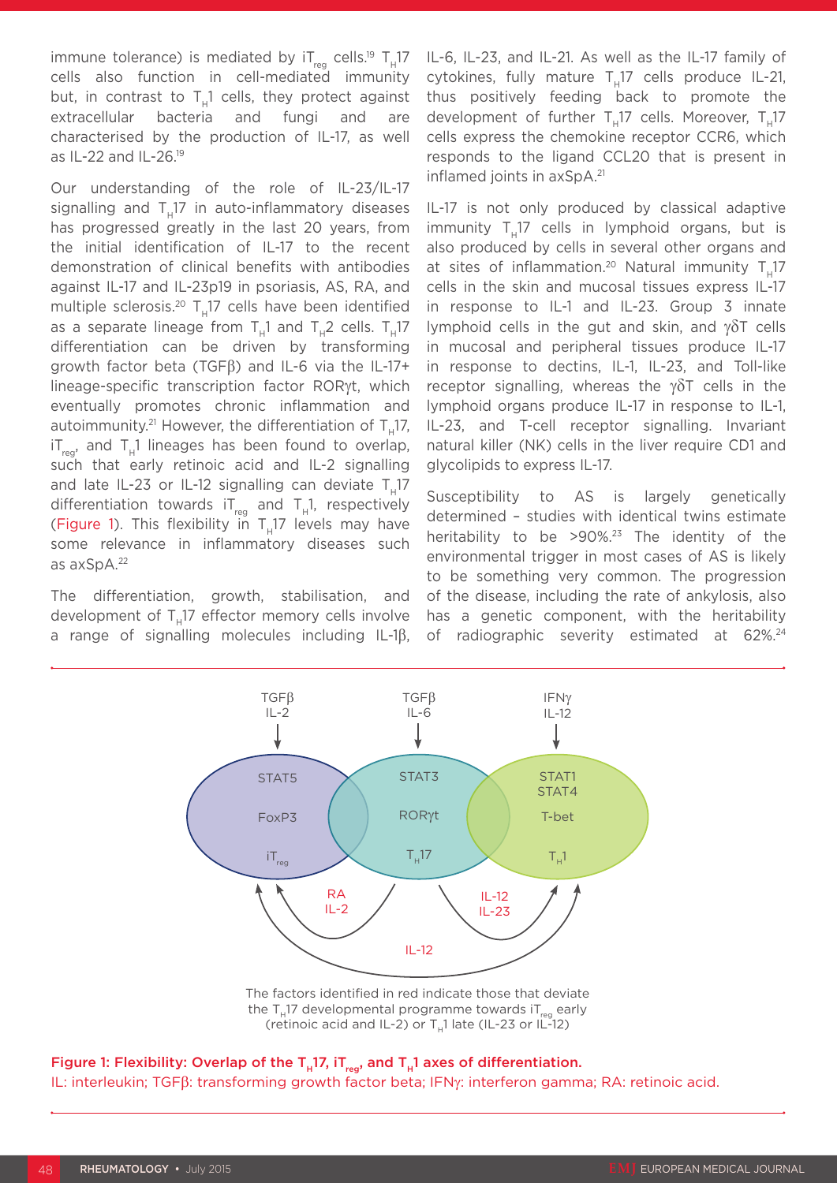immune tolerance) is mediated by $iT_{reg}$ cells.[19] $T_H17$ cells also function in cell-mediated immunity but, in contrast to $T_H1$ cells, they protect against extracellular bacteria and fungi and are characterised by the production of IL-17, as well as IL-22 and IL-26.[19]

Our understanding of the role of IL-23/IL-17 signalling and $T_H17$ in auto-inflammatory diseases has progressed greatly in the last 20 years, from the initial identification of IL-17 to the recent demonstration of clinical benefits with antibodies against IL-17 and IL-23p19 in psoriasis, AS, RA, and multiple sclerosis.[20] $T_H17$ cells have been identified as a separate lineage from $T_H1$ and $T_H2$ cells. $T_H17$ differentiation can be driven by transforming growth factor beta (TGFβ) and IL-6 via the IL-17+ lineage-specific transcription factor RORγt, which eventually promotes chronic inflammation and autoimmunity.[21] However, the differentiation of $T_H17$, $iT_{reg}$, and $T_H1$ lineages has been found to overlap, such that early retinoic acid and IL-2 signalling and late IL-23 or IL-12 signalling can deviate $T_H17$ differentiation towards $iT_{reg}$ and $T_H1$, respectively (Figure 1). This flexibility in $T_H17$ levels may have some relevance in inflammatory diseases such as axSpA.[22]

The differentiation, growth, stabilisation, and development of $T_H17$ effector memory cells involve a range of signalling molecules including IL-1β, IL-6, IL-23, and IL-21. As well as the IL-17 family of cytokines, fully mature $T_H17$ cells produce IL-21, thus positively feeding back to promote the development of further $T_H17$ cells. Moreover, $T_H17$ cells express the chemokine receptor CCR6, which responds to the ligand CCL20 that is present in inflamed joints in axSpA.[21]

IL-17 is not only produced by classical adaptive immunity $T_H17$ cells in lymphoid organs, but is also produced by cells in several other organs and at sites of inflammation.[20] Natural immunity $T_H17$ cells in the skin and mucosal tissues express IL-17 in response to IL-1 and IL-23. Group 3 innate lymphoid cells in the gut and skin, and γδT cells in mucosal and peripheral tissues produce IL-17 in response to dectins, IL-1, IL-23, and Toll-like receptor signalling, whereas the γδT cells in the lymphoid organs produce IL-17 in response to IL-1, IL-23, and T-cell receptor signalling. Invariant natural killer (NK) cells in the liver require CD1 and glycolipids to express IL-17.

Susceptibility to AS is largely genetically determined – studies with identical twins estimate heritability to be >90%.[23] The identity of the environmental trigger in most cases of AS is likely to be something very common. The progression of the disease, including the rate of ankylosis, also has a genetic component, with the heritability of radiographic severity estimated at 62%.[24]

The factors identified in red indicate those that deviate the $T_H17$ developmental programme towards $iT_{reg}$ early (retinoic acid and IL-2) or $T_H1$ late (IL-23 or IL-12)

**Figure 1: Flexibility: Overlap of the $T_H17$, $iT_{reg}$, and $T_H1$ axes of differentiation.**
IL: interleukin; TGFβ: transforming growth factor beta; IFNγ: interferon gamma; RA: retinoic acid.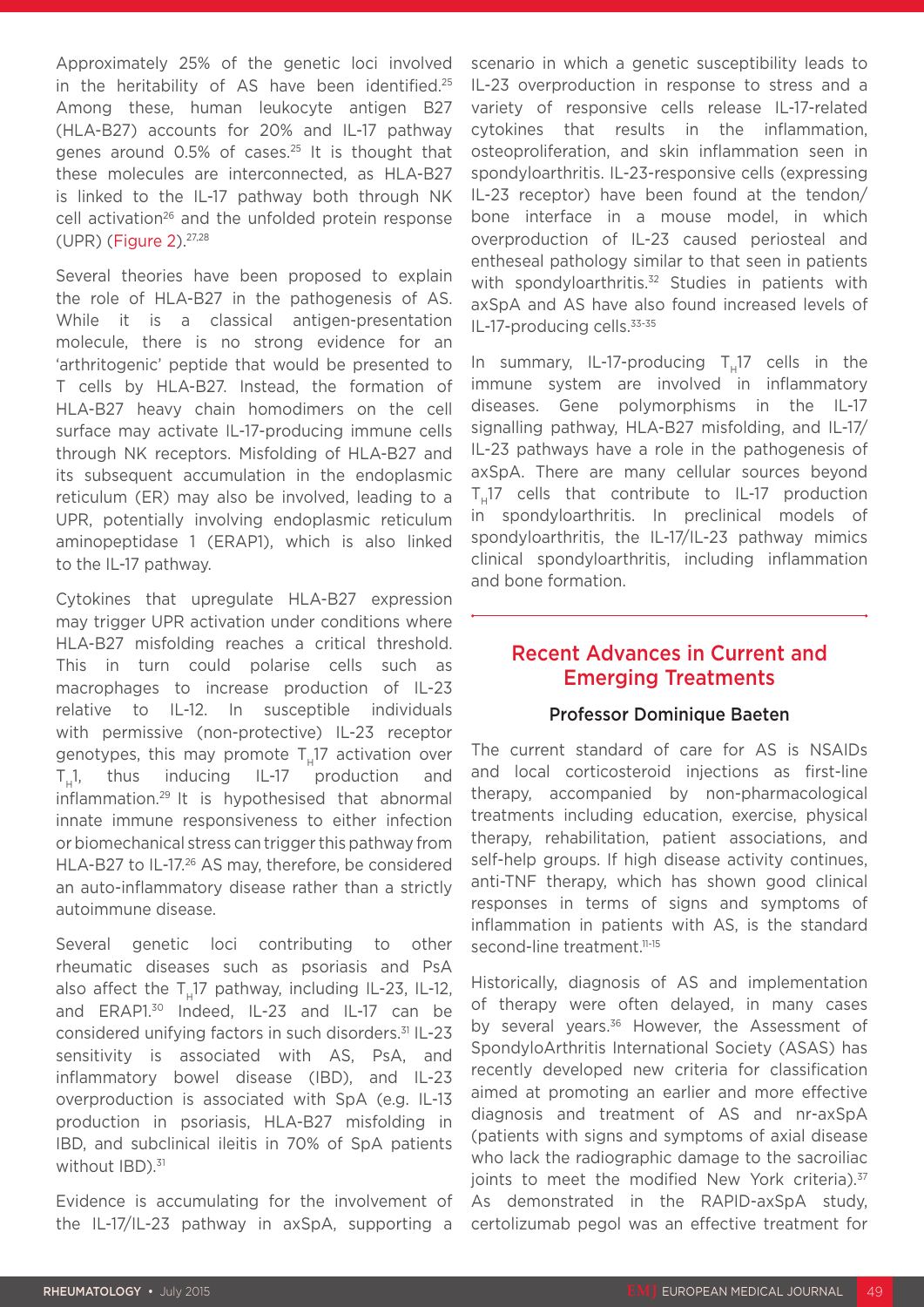Approximately 25% of the genetic loci involved in the heritability of AS have been identified.[25] Among these, human leukocyte antigen B27 (HLA-B27) accounts for 20% and IL-17 pathway genes around 0.5% of cases.[25] It is thought that these molecules are interconnected, as HLA-B27 is linked to the IL-17 pathway both through NK cell activation[26] and the unfolded protein response (UPR) (Figure 2).[27,28]

Several theories have been proposed to explain the role of HLA-B27 in the pathogenesis of AS. While it is a classical antigen-presentation molecule, there is no strong evidence for an 'arthritogenic' peptide that would be presented to T cells by HLA-B27. Instead, the formation of HLA-B27 heavy chain homodimers on the cell surface may activate IL-17-producing immune cells through NK receptors. Misfolding of HLA-B27 and its subsequent accumulation in the endoplasmic reticulum (ER) may also be involved, leading to a UPR, potentially involving endoplasmic reticulum aminopeptidase 1 (ERAP1), which is also linked to the IL-17 pathway.

Cytokines that upregulate HLA-B27 expression may trigger UPR activation under conditions where HLA-B27 misfolding reaches a critical threshold. This in turn could polarise cells such as macrophages to increase production of IL-23 relative to IL-12. In susceptible individuals with permissive (non-protective) IL-23 receptor genotypes, this may promote $T_H17$ activation over $T_H1$, thus inducing IL-17 production and inflammation.[29] It is hypothesised that abnormal innate immune responsiveness to either infection or biomechanical stress can trigger this pathway from HLA-B27 to IL-17.[26] AS may, therefore, be considered an auto-inflammatory disease rather than a strictly autoimmune disease.

Several genetic loci contributing to other rheumatic diseases such as psoriasis and PsA also affect the $T_H17$ pathway, including IL-23, IL-12, and ERAP1.[30] Indeed, IL-23 and IL-17 can be considered unifying factors in such disorders.[31] IL-23 sensitivity is associated with AS, PsA, and inflammatory bowel disease (IBD), and IL-23 overproduction is associated with SpA (e.g. IL-13 production in psoriasis, HLA-B27 misfolding in IBD, and subclinical ileitis in 70% of SpA patients without IBD).[31]

Evidence is accumulating for the involvement of the IL-17/IL-23 pathway in axSpA, supporting a scenario in which a genetic susceptibility leads to IL-23 overproduction in response to stress and a variety of responsive cells release IL-17-related cytokines that results in the inflammation, osteoproliferation, and skin inflammation seen in spondyloarthritis. IL-23-responsive cells (expressing IL-23 receptor) have been found at the tendon/bone interface in a mouse model, in which overproduction of IL-23 caused periosteal and entheseal pathology similar to that seen in patients with spondyloarthritis.[32] Studies in patients with axSpA and AS have also found increased levels of IL-17-producing cells.[33-35]

In summary, IL-17-producing $T_H17$ cells in the immune system are involved in inflammatory diseases. Gene polymorphisms in the IL-17 signalling pathway, HLA-B27 misfolding, and IL-17/IL-23 pathways have a role in the pathogenesis of axSpA. There are many cellular sources beyond $T_H17$ cells that contribute to IL-17 production in spondyloarthritis. In preclinical models of spondyloarthritis, the IL-17/IL-23 pathway mimics clinical spondyloarthritis, including inflammation and bone formation.

## Recent Advances in Current and Emerging Treatments

### Professor Dominique Baeten

The current standard of care for AS is NSAIDs and local corticosteroid injections as first-line therapy, accompanied by non-pharmacological treatments including education, exercise, physical therapy, rehabilitation, patient associations, and self-help groups. If high disease activity continues, anti-TNF therapy, which has shown good clinical responses in terms of signs and symptoms of inflammation in patients with AS, is the standard second-line treatment.[11-15]

Historically, diagnosis of AS and implementation of therapy were often delayed, in many cases by several years.[36] However, the Assessment of SpondyloArthritis International Society (ASAS) has recently developed new criteria for classification aimed at promoting an earlier and more effective diagnosis and treatment of AS and nr-axSpA (patients with signs and symptoms of axial disease who lack the radiographic damage to the sacroiliac joints to meet the modified New York criteria).[37] As demonstrated in the RAPID-axSpA study, certolizumab pegol was an effective treatment for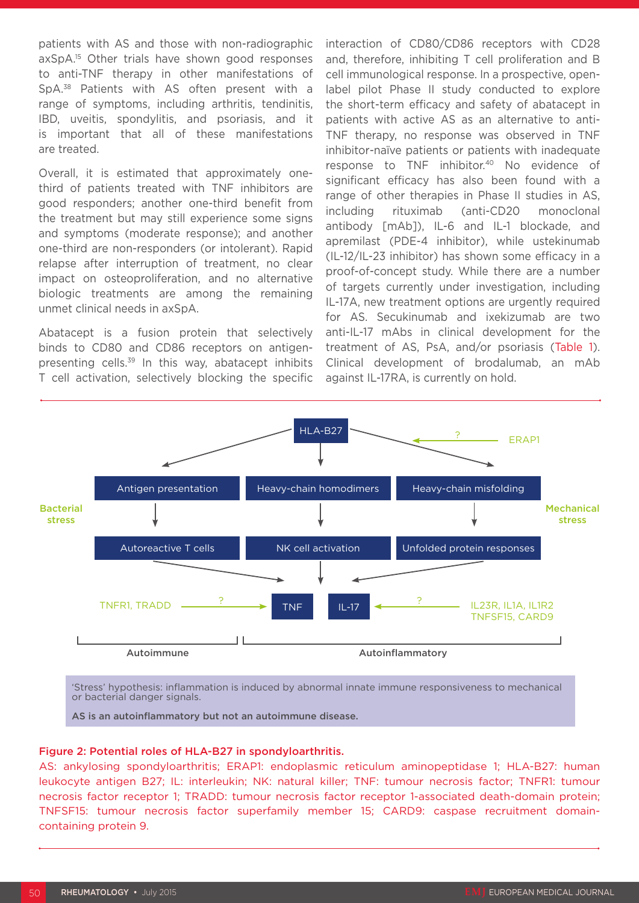patients with AS and those with non-radiographic axSpA.[15] Other trials have shown good responses to anti-TNF therapy in other manifestations of SpA.[38] Patients with AS often present with a range of symptoms, including arthritis, tendinitis, IBD, uveitis, spondylitis, and psoriasis, and it is important that all of these manifestations are treated.

Overall, it is estimated that approximately one-third of patients treated with TNF inhibitors are good responders; another one-third benefit from the treatment but may still experience some signs and symptoms (moderate response); and another one-third are non-responders (or intolerant). Rapid relapse after interruption of treatment, no clear impact on osteoproliferation, and no alternative biologic treatments are among the remaining unmet clinical needs in axSpA.

Abatacept is a fusion protein that selectively binds to CD80 and CD86 receptors on antigen-presenting cells.[39] In this way, abatacept inhibits T cell activation, selectively blocking the specific interaction of CD80/CD86 receptors with CD28 and, therefore, inhibiting T cell proliferation and B cell immunological response. In a prospective, open-label pilot Phase II study conducted to explore the short-term efficacy and safety of abatacept in patients with active AS as an alternative to anti-TNF therapy, no response was observed in TNF inhibitor-naïve patients or patients with inadequate response to TNF inhibitor.[40] No evidence of significant efficacy has also been found with a range of other therapies in Phase II studies in AS, including rituximab (anti-CD20 monoclonal antibody [mAb]), IL-6 and IL-1 blockade, and apremilast (PDE-4 inhibitor), while ustekinumab (IL-12/IL-23 inhibitor) has shown some efficacy in a proof-of-concept study. While there are a number of targets currently under investigation, including IL-17A, new treatment options are urgently required for AS. Secukinumab and ixekizumab are two anti-IL-17 mAbs in clinical development for the treatment of AS, PsA, and/or psoriasis (Table 1). Clinical development of brodalumab, an mAb against IL-17RA, is currently on hold.

HLA-B27

ERAP1 → ? → HLA-B27

Bacterial stress | Mechanical stress

Antigen presentation → Autoreactive T cells

Heavy-chain homodimers → NK cell activation

Heavy-chain misfolding → Unfolded protein responses

TNFR1, TRADD → ? → TNF

IL23R, IL1A, IL1R2, TNFSF15, CARD9 → ? → IL-17

Autoimmune | Autoinflammatory

'Stress' hypothesis: inflammation is induced by abnormal innate immune responsiveness to mechanical or bacterial danger signals.

**AS is an autoinflammatory but not an autoimmune disease.**

**Figure 2: Potential roles of HLA-B27 in spondyloarthritis.**

AS: ankylosing spondyloarthritis; ERAP1: endoplasmic reticulum aminopeptidase 1; HLA-B27: human leukocyte antigen B27; IL: interleukin; NK: natural killer; TNF: tumour necrosis factor; TNFR1: tumour necrosis factor receptor 1; TRADD: tumour necrosis factor receptor 1-associated death-domain protein; TNFSF15: tumour necrosis factor superfamily member 15; CARD9: caspase recruitment domain-containing protein 9.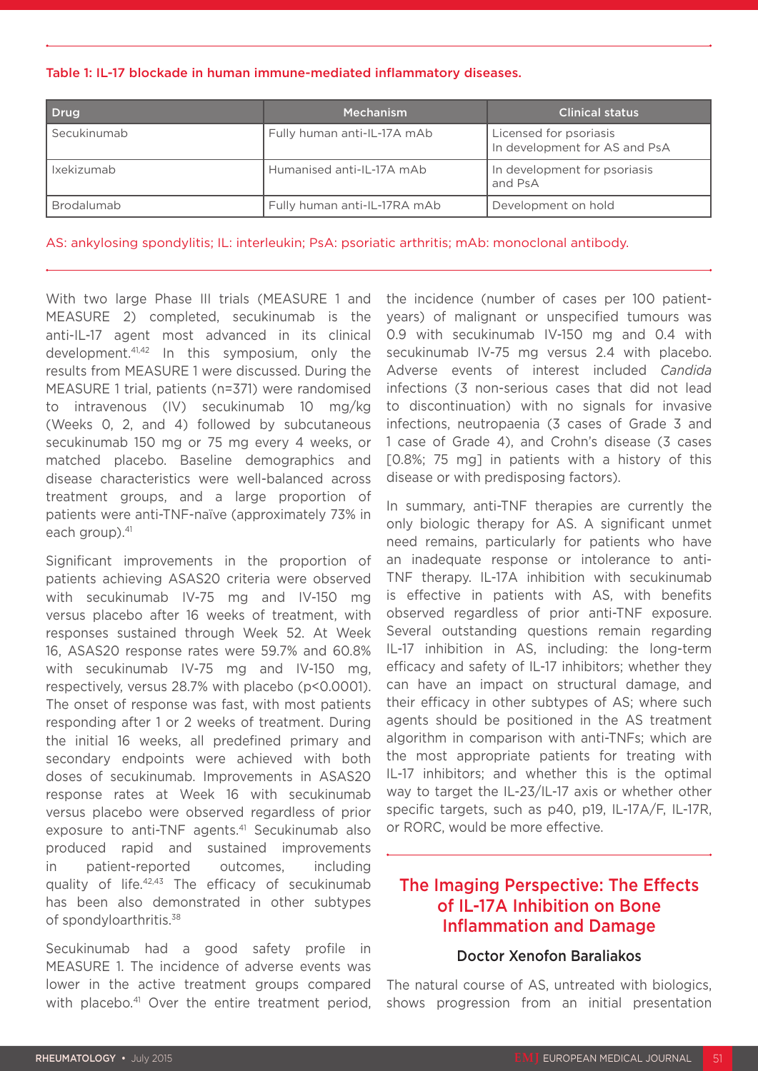**Table 1: IL-17 blockade in human immune-mediated inflammatory diseases.**

| Drug | Mechanism | Clinical status |
|---|---|---|
| Secukinumab | Fully human anti-IL-17A mAb | Licensed for psoriasis<br>In development for AS and PsA |
| Ixekizumab | Humanised anti-IL-17A mAb | In development for psoriasis and PsA |
| Brodalumab | Fully human anti-IL-17RA mAb | Development on hold |

AS: ankylosing spondylitis; IL: interleukin; PsA: psoriatic arthritis; mAb: monoclonal antibody.

With two large Phase III trials (MEASURE 1 and MEASURE 2) completed, secukinumab is the anti-IL-17 agent most advanced in its clinical development.[41,42] In this symposium, only the results from MEASURE 1 were discussed. During the MEASURE 1 trial, patients (n=371) were randomised to intravenous (IV) secukinumab 10 mg/kg (Weeks 0, 2, and 4) followed by subcutaneous secukinumab 150 mg or 75 mg every 4 weeks, or matched placebo. Baseline demographics and disease characteristics were well-balanced across treatment groups, and a large proportion of patients were anti-TNF-naïve (approximately 73% in each group).[41]

Significant improvements in the proportion of patients achieving ASAS20 criteria were observed with secukinumab IV-75 mg and IV-150 mg versus placebo after 16 weeks of treatment, with responses sustained through Week 52. At Week 16, ASAS20 response rates were 59.7% and 60.8% with secukinumab IV-75 mg and IV-150 mg, respectively, versus 28.7% with placebo ($p<0.0001$). The onset of response was fast, with most patients responding after 1 or 2 weeks of treatment. During the initial 16 weeks, all predefined primary and secondary endpoints were achieved with both doses of secukinumab. Improvements in ASAS20 response rates at Week 16 with secukinumab versus placebo were observed regardless of prior exposure to anti-TNF agents.[41] Secukinumab also produced rapid and sustained improvements in patient-reported outcomes, including quality of life.[42,43] The efficacy of secukinumab has been also demonstrated in other subtypes of spondyloarthritis.[38]

Secukinumab had a good safety profile in MEASURE 1. The incidence of adverse events was lower in the active treatment groups compared with placebo.[41] Over the entire treatment period, the incidence (number of cases per 100 patient-years) of malignant or unspecified tumours was 0.9 with secukinumab IV-150 mg and 0.4 with secukinumab IV-75 mg versus 2.4 with placebo. Adverse events of interest included *Candida* infections (3 non-serious cases that did not lead to discontinuation) with no signals for invasive infections, neutropaenia (3 cases of Grade 3 and 1 case of Grade 4), and Crohn's disease (3 cases [0.8%; 75 mg] in patients with a history of this disease or with predisposing factors).

In summary, anti-TNF therapies are currently the only biologic therapy for AS. A significant unmet need remains, particularly for patients who have an inadequate response or intolerance to anti-TNF therapy. IL-17A inhibition with secukinumab is effective in patients with AS, with benefits observed regardless of prior anti-TNF exposure. Several outstanding questions remain regarding IL-17 inhibition in AS, including: the long-term efficacy and safety of IL-17 inhibitors; whether they can have an impact on structural damage, and their efficacy in other subtypes of AS; where such agents should be positioned in the AS treatment algorithm in comparison with anti-TNFs; which are the most appropriate patients for treating with IL-17 inhibitors; and whether this is the optimal way to target the IL-23/IL-17 axis or whether other specific targets, such as p40, p19, IL-17A/F, IL-17R, or RORC, would be more effective.

## The Imaging Perspective: The Effects of IL-17A Inhibition on Bone Inflammation and Damage

### Doctor Xenofon Baraliakos

The natural course of AS, untreated with biologics, shows progression from an initial presentation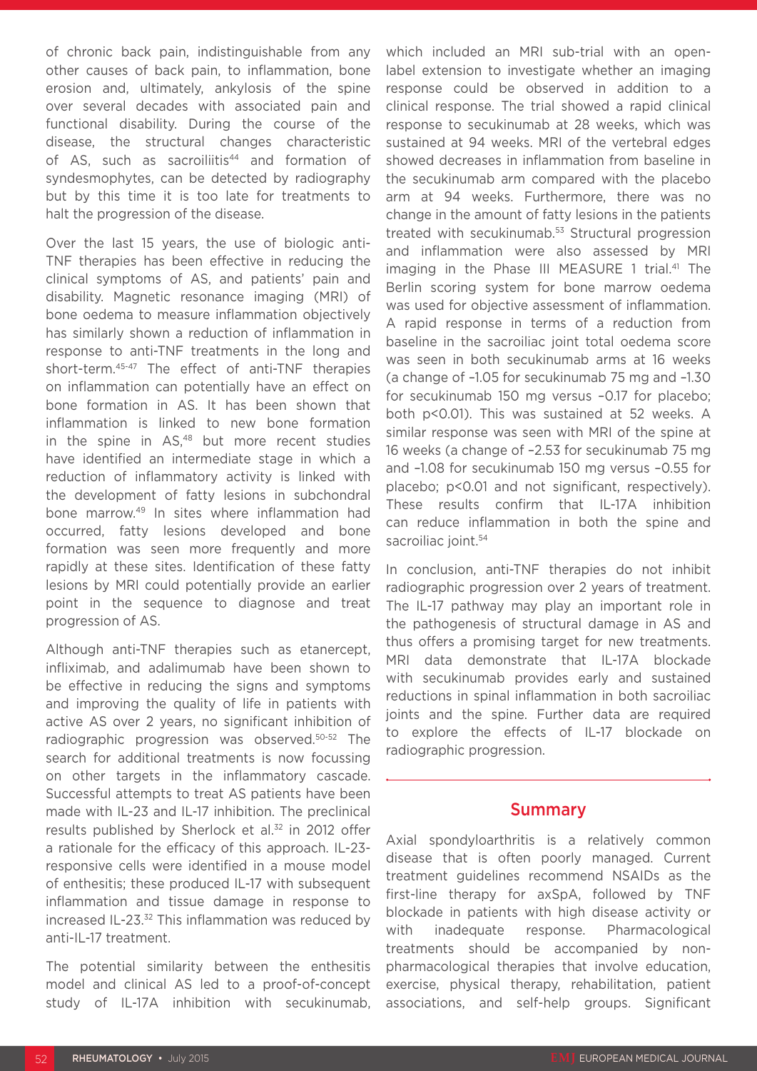of chronic back pain, indistinguishable from any other causes of back pain, to inflammation, bone erosion and, ultimately, ankylosis of the spine over several decades with associated pain and functional disability. During the course of the disease, the structural changes characteristic of AS, such as sacroiliitis[44] and formation of syndesmophytes, can be detected by radiography but by this time it is too late for treatments to halt the progression of the disease.

Over the last 15 years, the use of biologic anti-TNF therapies has been effective in reducing the clinical symptoms of AS, and patients' pain and disability. Magnetic resonance imaging (MRI) of bone oedema to measure inflammation objectively has similarly shown a reduction of inflammation in response to anti-TNF treatments in the long and short-term.[45-47] The effect of anti-TNF therapies on inflammation can potentially have an effect on bone formation in AS. It has been shown that inflammation is linked to new bone formation in the spine in AS,[48] but more recent studies have identified an intermediate stage in which a reduction of inflammatory activity is linked with the development of fatty lesions in subchondral bone marrow.[49] In sites where inflammation had occurred, fatty lesions developed and bone formation was seen more frequently and more rapidly at these sites. Identification of these fatty lesions by MRI could potentially provide an earlier point in the sequence to diagnose and treat progression of AS.

Although anti-TNF therapies such as etanercept, infliximab, and adalimumab have been shown to be effective in reducing the signs and symptoms and improving the quality of life in patients with active AS over 2 years, no significant inhibition of radiographic progression was observed.[50-52] The search for additional treatments is now focussing on other targets in the inflammatory cascade. Successful attempts to treat AS patients have been made with IL-23 and IL-17 inhibition. The preclinical results published by Sherlock et al.[32] in 2012 offer a rationale for the efficacy of this approach. IL-23-responsive cells were identified in a mouse model of enthesitis; these produced IL-17 with subsequent inflammation and tissue damage in response to increased IL-23.[32] This inflammation was reduced by anti-IL-17 treatment.

The potential similarity between the enthesitis model and clinical AS led to a proof-of-concept study of IL-17A inhibition with secukinumab, which included an MRI sub-trial with an open-label extension to investigate whether an imaging response could be observed in addition to a clinical response. The trial showed a rapid clinical response to secukinumab at 28 weeks, which was sustained at 94 weeks. MRI of the vertebral edges showed decreases in inflammation from baseline in the secukinumab arm compared with the placebo arm at 94 weeks. Furthermore, there was no change in the amount of fatty lesions in the patients treated with secukinumab.[53] Structural progression and inflammation were also assessed by MRI imaging in the Phase III MEASURE 1 trial.[41] The Berlin scoring system for bone marrow oedema was used for objective assessment of inflammation. A rapid response in terms of a reduction from baseline in the sacroiliac joint total oedema score was seen in both secukinumab arms at 16 weeks (a change of –1.05 for secukinumab 75 mg and –1.30 for secukinumab 150 mg versus –0.17 for placebo; both $p<0.01$). This was sustained at 52 weeks. A similar response was seen with MRI of the spine at 16 weeks (a change of –2.53 for secukinumab 75 mg and –1.08 for secukinumab 150 mg versus –0.55 for placebo; $p<0.01$ and not significant, respectively). These results confirm that IL-17A inhibition can reduce inflammation in both the spine and sacroiliac joint.[54]

In conclusion, anti-TNF therapies do not inhibit radiographic progression over 2 years of treatment. The IL-17 pathway may play an important role in the pathogenesis of structural damage in AS and thus offers a promising target for new treatments. MRI data demonstrate that IL-17A blockade with secukinumab provides early and sustained reductions in spinal inflammation in both sacroiliac joints and the spine. Further data are required to explore the effects of IL-17 blockade on radiographic progression.

## Summary

Axial spondyloarthritis is a relatively common disease that is often poorly managed. Current treatment guidelines recommend NSAIDs as the first-line therapy for axSpA, followed by TNF blockade in patients with high disease activity or with inadequate response. Pharmacological treatments should be accompanied by non-pharmacological therapies that involve education, exercise, physical therapy, rehabilitation, patient associations, and self-help groups. Significant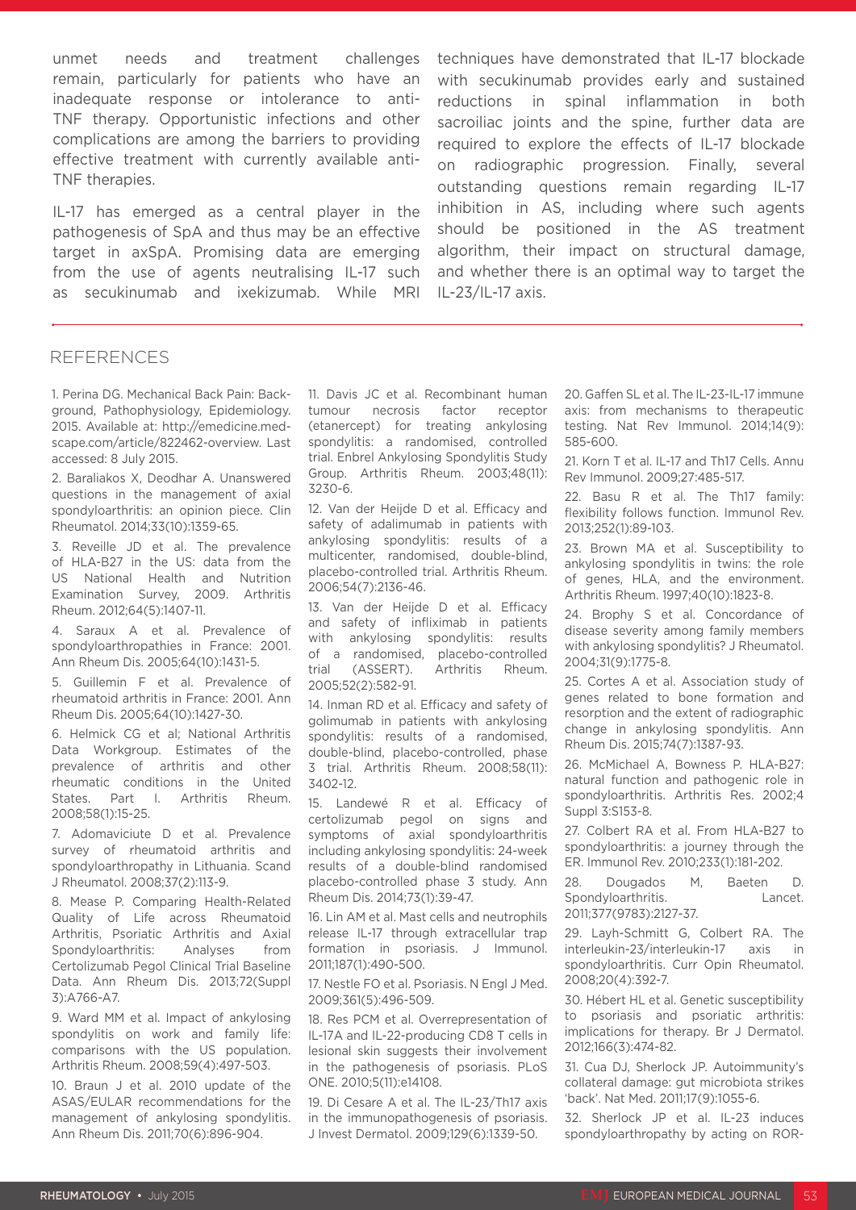unmet needs and treatment challenges remain, particularly for patients who have an inadequate response or intolerance to anti-TNF therapy. Opportunistic infections and other complications are among the barriers to providing effective treatment with currently available anti-TNF therapies.

IL-17 has emerged as a central player in the pathogenesis of SpA and thus may be an effective target in axSpA. Promising data are emerging from the use of agents neutralising IL-17 such as secukinumab and ixekizumab. While MRI techniques have demonstrated that IL-17 blockade with secukinumab provides early and sustained reductions in spinal inflammation in both sacroiliac joints and the spine, further data are required to explore the effects of IL-17 blockade on radiographic progression. Finally, several outstanding questions remain regarding IL-17 inhibition in AS, including where such agents should be positioned in the AS treatment algorithm, their impact on structural damage, and whether there is an optimal way to target the IL-23/IL-17 axis.

## REFERENCES

1. Perina DG. Mechanical Back Pain: Background, Pathophysiology, Epidemiology. 2015. Available at: http://emedicine.medscape.com/article/822462-overview. Last accessed: 8 July 2015.

2. Baraliakos X, Deodhar A. Unanswered questions in the management of axial spondyloarthritis: an opinion piece. Clin Rheumatol. 2014;33(10):1359-65.

3. Reveille JD et al. The prevalence of HLA-B27 in the US: data from the US National Health and Nutrition Examination Survey, 2009. Arthritis Rheum. 2012;64(5):1407-11.

4. Saraux A et al. Prevalence of spondyloarthropathies in France: 2001. Ann Rheum Dis. 2005;64(10):1431-5.

5. Guillemin F et al. Prevalence of rheumatoid arthritis in France: 2001. Ann Rheum Dis. 2005;64(10):1427-30.

6. Helmick CG et al; National Arthritis Data Workgroup. Estimates of the prevalence of arthritis and other rheumatic conditions in the United States. Part I. Arthritis Rheum. 2008;58(1):15-25.

7. Adomaviciute D et al. Prevalence survey of rheumatoid arthritis and spondyloarthropathy in Lithuania. Scand J Rheumatol. 2008;37(2):113-9.

8. Mease P. Comparing Health-Related Quality of Life across Rheumatoid Arthritis, Psoriatic Arthritis and Axial Spondyloarthritis: Analyses from Certolizumab Pegol Clinical Trial Baseline Data. Ann Rheum Dis. 2013;72(Suppl 3):A766-A7.

9. Ward MM et al. Impact of ankylosing spondylitis on work and family life: comparisons with the US population. Arthritis Rheum. 2008;59(4):497-503.

10. Braun J et al. 2010 update of the ASAS/EULAR recommendations for the management of ankylosing spondylitis. Ann Rheum Dis. 2011;70(6):896-904.

11. Davis JC et al. Recombinant human tumour necrosis factor receptor (etanercept) for treating ankylosing spondylitis: a randomised, controlled trial. Enbrel Ankylosing Spondylitis Study Group. Arthritis Rheum. 2003;48(11):3230-6.

12. Van der Heijde D et al. Efficacy and safety of adalimumab in patients with ankylosing spondylitis: results of a multicenter, randomised, double-blind, placebo-controlled trial. Arthritis Rheum. 2006;54(7):2136-46.

13. Van der Heijde D et al. Efficacy and safety of infliximab in patients with ankylosing spondylitis: results of a randomised, placebo-controlled trial (ASSERT). Arthritis Rheum. 2005;52(2):582-91.

14. Inman RD et al. Efficacy and safety of golimumab in patients with ankylosing spondylitis: results of a randomised, double-blind, placebo-controlled, phase 3 trial. Arthritis Rheum. 2008;58(11):3402-12.

15. Landewé R et al. Efficacy of certolizumab pegol on signs and symptoms of axial spondyloarthritis including ankylosing spondylitis: 24-week results of a double-blind randomised placebo-controlled phase 3 study. Ann Rheum Dis. 2014;73(1):39-47.

16. Lin AM et al. Mast cells and neutrophils release IL-17 through extracellular trap formation in psoriasis. J Immunol. 2011;187(1):490-500.

17. Nestle FO et al. Psoriasis. N Engl J Med. 2009;361(5):496-509.

18. Res PCM et al. Overrepresentation of IL-17A and IL-22-producing CD8 T cells in lesional skin suggests their involvement in the pathogenesis of psoriasis. PLoS ONE. 2010;5(11):e14108.

19. Di Cesare A et al. The IL-23/Th17 axis in the immunopathogenesis of psoriasis. J Invest Dermatol. 2009;129(6):1339-50.

20. Gaffen SL et al. The IL-23-IL-17 immune axis: from mechanisms to therapeutic testing. Nat Rev Immunol. 2014;14(9):585-600.

21. Korn T et al. IL-17 and Th17 Cells. Annu Rev Immunol. 2009;27:485-517.

22. Basu R et al. The Th17 family: flexibility follows function. Immunol Rev. 2013;252(1):89-103.

23. Brown MA et al. Susceptibility to ankylosing spondylitis in twins: the role of genes, HLA, and the environment. Arthritis Rheum. 1997;40(10):1823-8.

24. Brophy S et al. Concordance of disease severity among family members with ankylosing spondylitis? J Rheumatol. 2004;31(9):1775-8.

25. Cortes A et al. Association study of genes related to bone formation and resorption and the extent of radiographic change in ankylosing spondylitis. Ann Rheum Dis. 2015;74(7):1387-93.

26. McMichael A, Bowness P. HLA-B27: natural function and pathogenic role in spondyloarthritis. Arthritis Res. 2002;4 Suppl 3:S153-8.

27. Colbert RA et al. From HLA-B27 to spondyloarthritis: a journey through the ER. Immunol Rev. 2010;233(1):181-202.

28. Dougados M, Baeten D. Spondyloarthritis. Lancet. 2011;377(9783):2127-37.

29. Layh-Schmitt G, Colbert RA. The interleukin-23/interleukin-17 axis in spondyloarthritis. Curr Opin Rheumatol. 2008;20(4):392-7.

30. Hébert HL et al. Genetic susceptibility to psoriasis and psoriatic arthritis: implications for therapy. Br J Dermatol. 2012;166(3):474-82.

31. Cua DJ, Sherlock JP. Autoimmunity's collateral damage: gut microbiota strikes 'back'. Nat Med. 2011;17(9):1055-6.

32. Sherlock JP et al. IL-23 induces spondyloarthropathy by acting on ROR-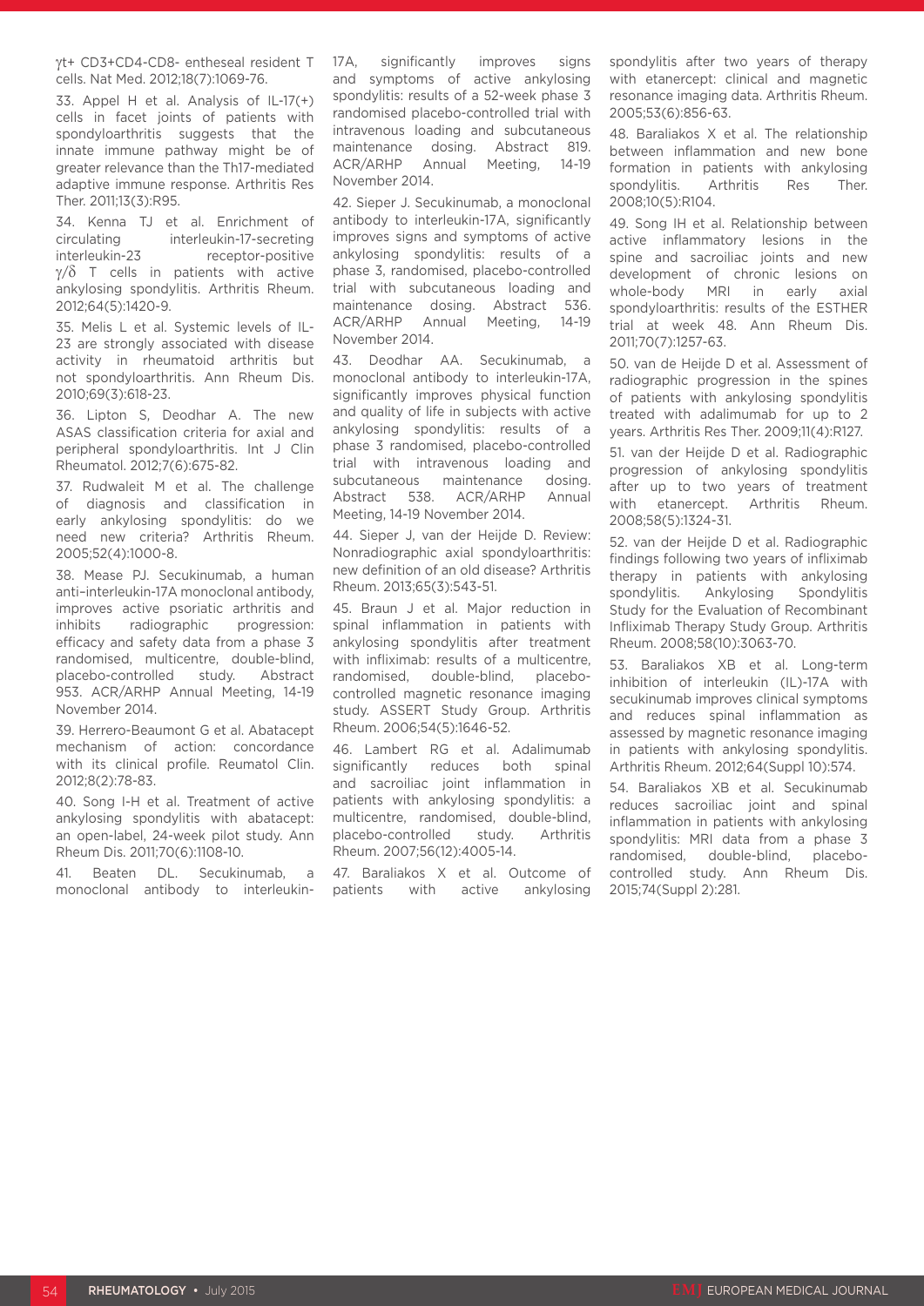γt+ CD3+CD4-CD8- entheseal resident T cells. Nat Med. 2012;18(7):1069-76.

33. Appel H et al. Analysis of IL-17(+) cells in facet joints of patients with spondyloarthritis suggests that the innate immune pathway might be of greater relevance than the Th17-mediated adaptive immune response. Arthritis Res Ther. 2011;13(3):R95.

34. Kenna TJ et al. Enrichment of circulating interleukin-17-secreting interleukin-23 receptor-positive γ/δ T cells in patients with active ankylosing spondylitis. Arthritis Rheum. 2012;64(5):1420-9.

35. Melis L et al. Systemic levels of IL-23 are strongly associated with disease activity in rheumatoid arthritis but not spondyloarthritis. Ann Rheum Dis. 2010;69(3):618-23.

36. Lipton S, Deodhar A. The new ASAS classification criteria for axial and peripheral spondyloarthritis. Int J Clin Rheumatol. 2012;7(6):675-82.

37. Rudwaleit M et al. The challenge of diagnosis and classification in early ankylosing spondylitis: do we need new criteria? Arthritis Rheum. 2005;52(4):1000-8.

38. Mease PJ. Secukinumab, a human anti–interleukin-17A monoclonal antibody, improves active psoriatic arthritis and inhibits radiographic progression: efficacy and safety data from a phase 3 randomised, multicentre, double-blind, placebo-controlled study. Abstract 953. ACR/ARHP Annual Meeting, 14-19 November 2014.

39. Herrero-Beaumont G et al. Abatacept mechanism of action: concordance with its clinical profile. Reumatol Clin. 2012;8(2):78-83.

40. Song I-H et al. Treatment of active ankylosing spondylitis with abatacept: an open-label, 24-week pilot study. Ann Rheum Dis. 2011;70(6):1108-10.

41. Beaten DL. Secukinumab, a monoclonal antibody to interleukin-17A, significantly improves signs and symptoms of active ankylosing spondylitis: results of a 52-week phase 3 randomised placebo-controlled trial with intravenous loading and subcutaneous maintenance dosing. Abstract 819. ACR/ARHP Annual Meeting, 14-19 November 2014.

42. Sieper J. Secukinumab, a monoclonal antibody to interleukin-17A, significantly improves signs and symptoms of active ankylosing spondylitis: results of a phase 3, randomised, placebo-controlled trial with subcutaneous loading and maintenance dosing. Abstract 536. ACR/ARHP Annual Meeting, 14-19 November 2014.

43. Deodhar AA. Secukinumab, a monoclonal antibody to interleukin-17A, significantly improves physical function and quality of life in subjects with active ankylosing spondylitis: results of a phase 3 randomised, placebo-controlled trial with intravenous loading and subcutaneous maintenance dosing. Abstract 538. ACR/ARHP Annual Meeting, 14-19 November 2014.

44. Sieper J, van der Heijde D. Review: Nonradiographic axial spondyloarthritis: new definition of an old disease? Arthritis Rheum. 2013;65(3):543-51.

45. Braun J et al. Major reduction in spinal inflammation in patients with ankylosing spondylitis after treatment with infliximab: results of a multicentre, randomised, double-blind, placebo-controlled magnetic resonance imaging study. ASSERT Study Group. Arthritis Rheum. 2006;54(5):1646-52.

46. Lambert RG et al. Adalimumab significantly reduces both spinal and sacroiliac joint inflammation in patients with ankylosing spondylitis: a multicentre, randomised, double-blind, placebo-controlled study. Arthritis Rheum. 2007;56(12):4005-14.

47. Baraliakos X et al. Outcome of patients with active ankylosing spondylitis after two years of therapy with etanercept: clinical and magnetic resonance imaging data. Arthritis Rheum. 2005;53(6):856-63.

48. Baraliakos X et al. The relationship between inflammation and new bone formation in patients with ankylosing spondylitis. Arthritis Res Ther. 2008;10(5):R104.

49. Song IH et al. Relationship between active inflammatory lesions in the spine and sacroiliac joints and new development of chronic lesions on whole-body MRI in early axial spondyloarthritis: results of the ESTHER trial at week 48. Ann Rheum Dis. 2011;70(7):1257-63.

50. van de Heijde D et al. Assessment of radiographic progression in the spines of patients with ankylosing spondylitis treated with adalimumab for up to 2 years. Arthritis Res Ther. 2009;11(4):R127.

51. van der Heijde D et al. Radiographic progression of ankylosing spondylitis after up to two years of treatment with etanercept. Arthritis Rheum. 2008;58(5):1324-31.

52. van der Heijde D et al. Radiographic findings following two years of infliximab therapy in patients with ankylosing spondylitis. Ankylosing Spondylitis Study for the Evaluation of Recombinant Infliximab Therapy Study Group. Arthritis Rheum. 2008;58(10):3063-70.

53. Baraliakos XB et al. Long-term inhibition of interleukin (IL)-17A with secukinumab improves clinical symptoms and reduces spinal inflammation as assessed by magnetic resonance imaging in patients with ankylosing spondylitis. Arthritis Rheum. 2012;64(Suppl 10):574.

54. Baraliakos XB et al. Secukinumab reduces sacroiliac joint and spinal inflammation in patients with ankylosing spondylitis: MRI data from a phase 3 randomised, double-blind, placebo-controlled study. Ann Rheum Dis. 2015;74(Suppl 2):281.